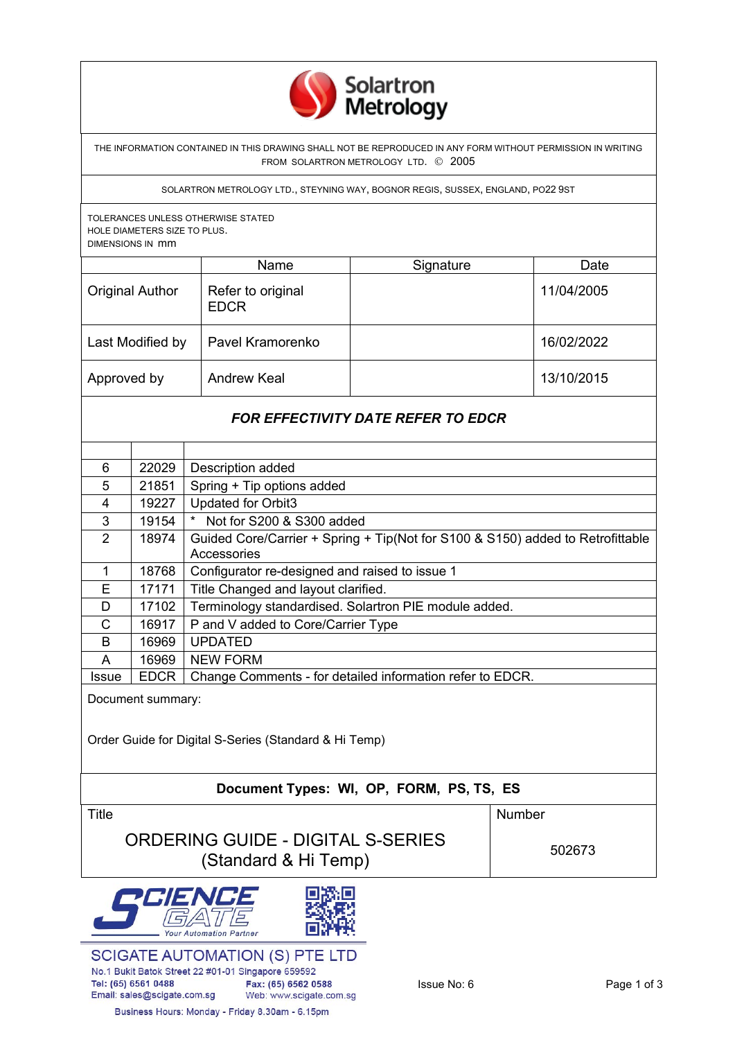Solartron Metrology

THE INFORMATION CONTAINED IN THIS DRAWING SHALL NOT BE REPRODUCED IN ANY FORM WITHOUT PERMISSION IN WRITING FROM SOLARTRON METROLOGY LTD. © 2005

SOLARTRON METROLOGY LTD., STEYNING WAY, BOGNOR REGIS, SUSSEX, ENGLAND, PO22 9ST

TOLERANCES UNLESS OTHERWISE STATED
HOLE DIAMETERS SIZE TO PLUS.
DIMENSIONS IN mm

| | Name | Signature | Date |
|---|---|---|---|
| Original Author | Refer to original EDCR | | 11/04/2005 |
| Last Modified by | Pavel Kramorenko | | 16/02/2022 |
| Approved by | Andrew Keal | | 13/10/2015 |

***FOR EFFECTIVITY DATE REFER TO EDCR***

| Issue | EDCR | Change Comments - for detailed information refer to EDCR. |
|---|---|---|
| 6 | 22029 | Description added |
| 5 | 21851 | Spring + Tip options added |
| 4 | 19227 | Updated for Orbit3 |
| 3 | 19154 | * Not for S200 & S300 added |
| 2 | 18974 | Guided Core/Carrier + Spring + Tip(Not for S100 & S150) added to Retrofittable Accessories |
| 1 | 18768 | Configurator re-designed and raised to issue 1 |
| E | 17171 | Title Changed and layout clarified. |
| D | 17102 | Terminology standardised. Solartron PIE module added. |
| C | 16917 | P and V added to Core/Carrier Type |
| B | 16969 | UPDATED |
| A | 16969 | NEW FORM |

Document summary:

Order Guide for Digital S-Series (Standard & Hi Temp)

**Document Types: WI, OP, FORM, PS, TS, ES**

| Title | Number |
|---|---|
| ORDERING GUIDE - DIGITAL S-SERIES (Standard & Hi Temp) | 502673 |

SCIENCE GATE Your Automation Partner

SCIGATE AUTOMATION (S) PTE LTD
No.1 Bukit Batok Street 22 #01-01 Singapore 659592
Tel: (65) 6561 0488 Fax: (65) 6562 0588
Email: sales@scigate.com.sg Web: www.scigate.com.sg
Business Hours: Monday - Friday 8.30am - 6.15pm

Issue No: 6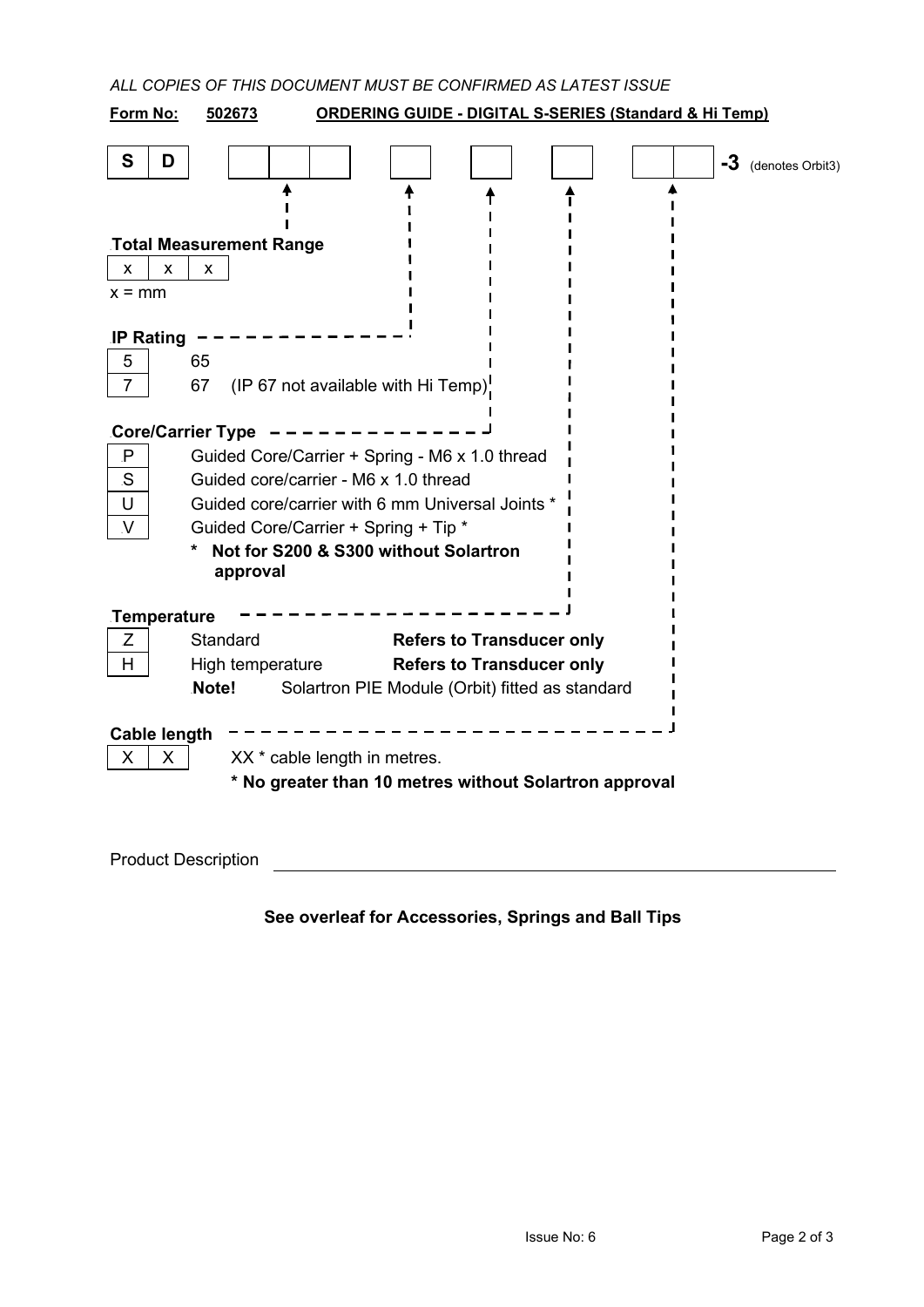*ALL COPIES OF THIS DOCUMENT MUST BE CONFIRMED AS LATEST ISSUE*

**Form No:** **502673** **ORDERING GUIDE - DIGITAL S-SERIES (Standard & Hi Temp)**

| S | D | | | | | | | | | | **-3** (denotes Orbit3) |
|---|---|---|---|---|---|---|---|---|---|---|---|

**Total Measurement Range**

| x | x | x |
|---|---|---|

x = mm

**IP Rating**

| Code | Description |
|---|---|
| 5 | 65 |
| 7 | 67 (IP 67 not available with Hi Temp) |

**Core/Carrier Type**

| Code | Description |
|---|---|
| P | Guided Core/Carrier + Spring - M6 x 1.0 thread |
| S | Guided core/carrier - M6 x 1.0 thread |
| U | Guided core/carrier with 6 mm Universal Joints * |
| V | Guided Core/Carrier + Spring + Tip * |

**\* Not for S200 & S300 without Solartron approval**

**Temperature**

| Code | Description | |
|---|---|---|
| Z | Standard | **Refers to Transducer only** |
| H | High temperature | **Refers to Transducer only** |

**Note!** Solartron PIE Module (Orbit) fitted as standard

**Cable length**

| X | X |
|---|---|

XX * cable length in metres.

**\* No greater than 10 metres without Solartron approval**

Product Description ______________________________

**See overleaf for Accessories, Springs and Ball Tips**

Issue No: 6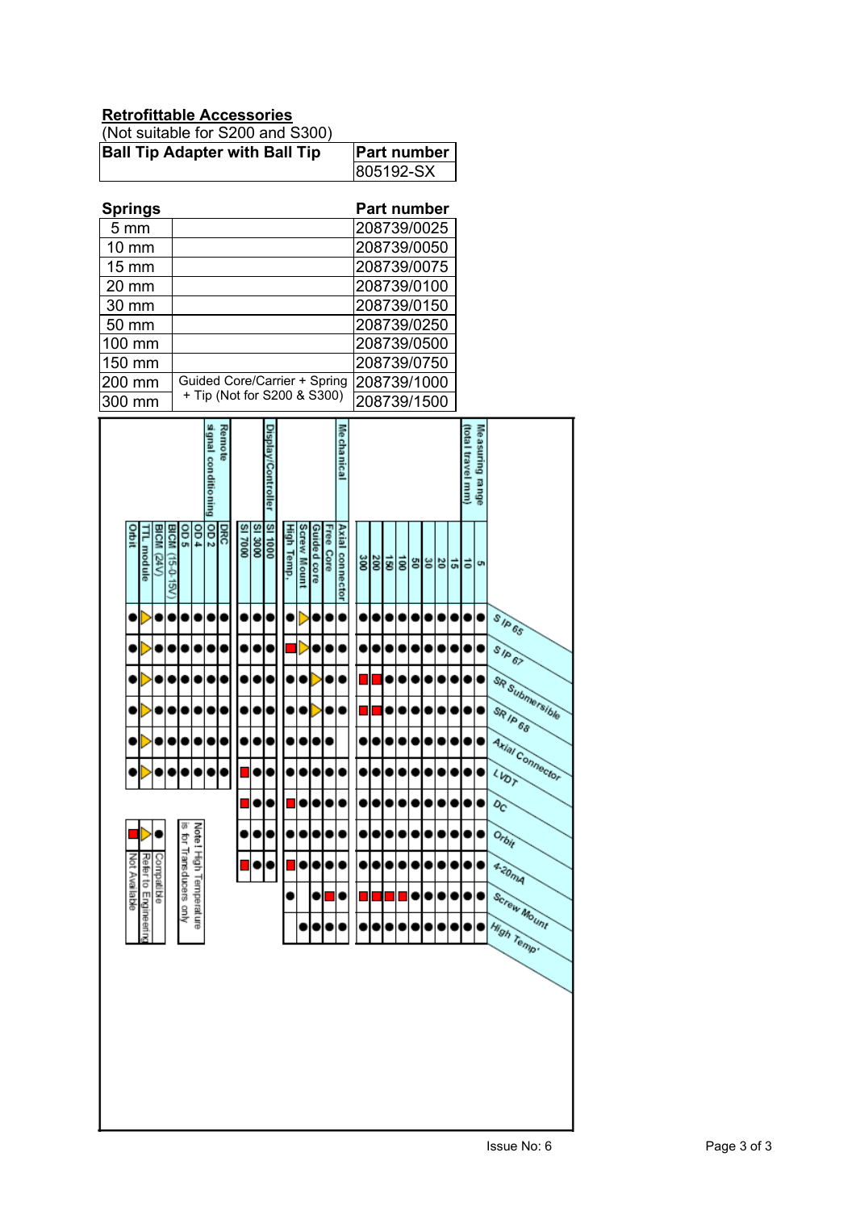## Retrofittable Accessories

(Not suitable for S200 and S300)

| Ball Tip Adapter with Ball Tip | Part number |
|---|---|
| | 805192-SX |

| Springs | | Part number |
|---|---|---|
| 5 mm | | 208739/0025 |
| 10 mm | | 208739/0050 |
| 15 mm | | 208739/0075 |
| 20 mm | | 208739/0100 |
| 30 mm | | 208739/0150 |
| 50 mm | | 208739/0250 |
| 100 mm | | 208739/0500 |
| 150 mm | | 208739/0750 |
| 200 mm | Guided Core/Carrier + Spring + Tip (Not for S200 & S300) | 208739/1000 |
| 300 mm | | 208739/1500 |

| | Remote signal conditioning | | | | | | | | Display/Controller | | | Mechanical | | | | | Measuring range (total travel mm) | | | | | | | | | |
|---|---|---|---|---|---|---|---|---|---|---|---|---|---|---|---|---|---|---|---|---|---|---|---|---|---|---|
| | Orbit | TTL module | BICM (24V) | BICM (15-0-15V) | OD 5 | OD 4 | OD 2 | DRC | SI 7000 | SI 3000 | SI 1000 | High Temp. | Screw Mount | Guided core | Free Core | Axial connector | 300 | 200 | 150 | 100 | 50 | 30 | 20 | 15 | 10 | 5 |
| S IP 65 | ● | ▶ | ● | ● | ● | ● | ● | ● | ● | ● | ● | ● | ▶ | ● | ● | ● | ● | ● | ● | ● | ● | ● | ● | ● | ● | ● |
| S IP 67 | ● | ▶ | ● | ● | ● | ● | ● | ● | ● | ● | ● | ■ | ▶ | ● | ● | ● | ● | ● | ● | ● | ● | ● | ● | ● | ● | ● |
| SR Submersible | ● | ▶ | ● | ● | ● | ● | ● | ● | ● | ● | ● | ● | ● | ▶ | ● | ● | ■ | ■ | ● | ● | ● | ● | ● | ● | ● | ● |
| SR IP 68 | ● | ▶ | ● | ● | ● | ● | ● | ● | ● | ● | ● | ● | ● | ▶ | ● | ● | ■ | ■ | ● | ● | ● | ● | ● | ● | ● | ● |
| Axial Connector | ● | ▶ | ● | ● | ● | ● | ● | ● | ● | ● | ● | ● | ● | ● | ● | | ● | ● | ● | ● | ● | ● | ● | ● | ● | ● |
| LVDT | ● | ▶ | ● | ● | ● | ● | ● | ● | ■ | ● | ● | ● | ● | ● | ● | ● | ● | ● | ● | ● | ● | ● | ● | ● | ● | ● |
| DC | | | | | | | | | ■ | ● | ● | ■ | ● | ● | ● | ● | ● | ● | ● | ● | ● | ● | ● | ● | ● | ● |
| Orbit | | | | | | | | | ● | ● | ● | ● | ● | ● | ● | ● | ● | ● | ● | ● | ● | ● | ● | ● | ● | ● |
| 4-20mA | | | | | | | | | ■ | ● | ● | ■ | ● | ● | ● | ● | ● | ● | ● | ● | ● | ● | ● | ● | ● | ● |
| Screw Mount | | | | | | | | | | | | ● | | ● | ■ | ● | ■ | ■ | ■ | ■ | ● | ● | ● | ● | ● | ● |
| High Temp' | | | | | | | | | | | | | ● | ● | ● | ● | ● | ● | ● | ● | ● | ● | ● | ● | ● | ● |

● Compatible
▶ Refer to Engineering
■ Not Available

Note! High Temperature is for Transducers only

Issue No: 6